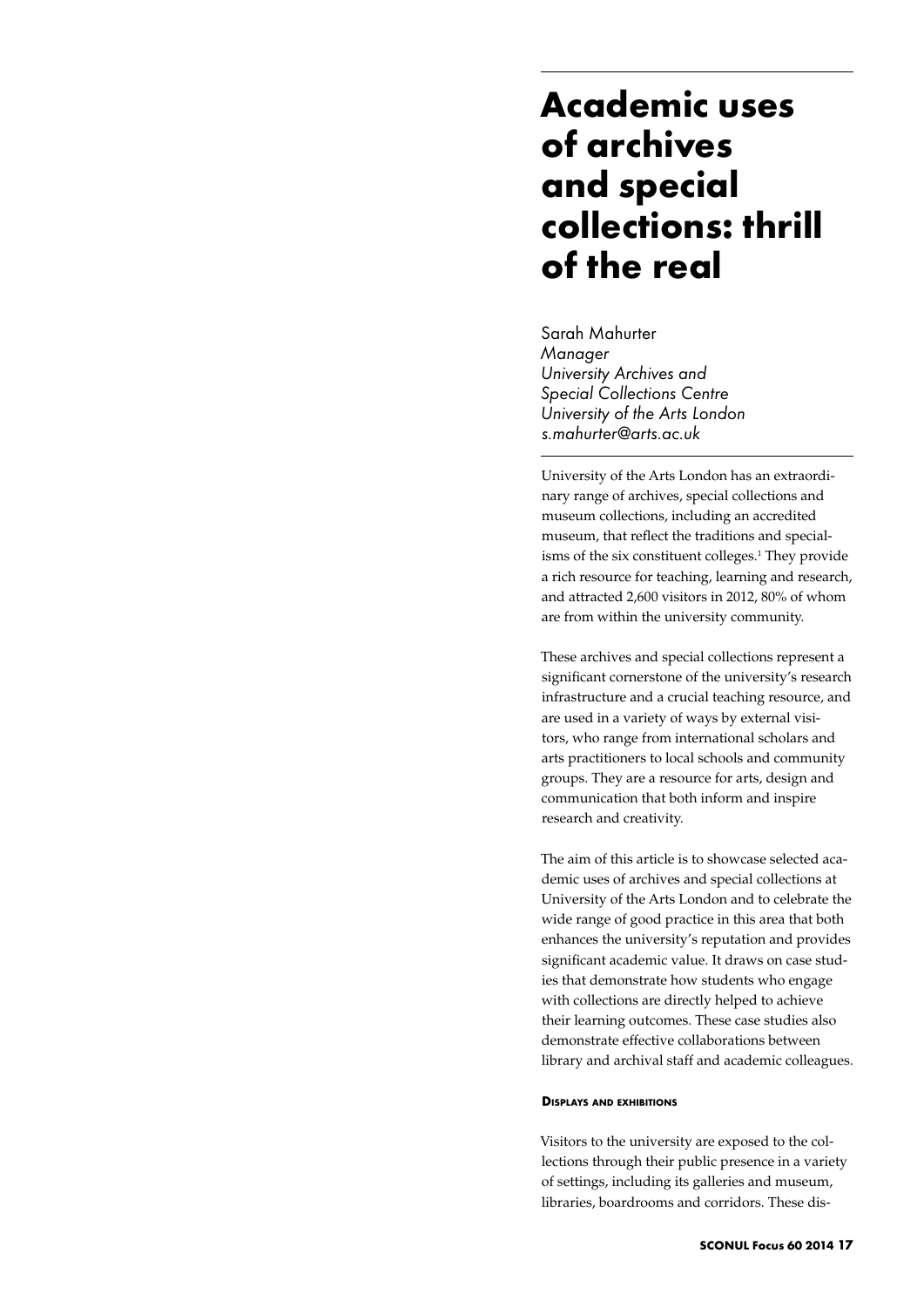# Academic uses of archives and special collections: thrill of the real

Sarah Mahurter
*Manager*
*University Archives and Special Collections Centre*
*University of the Arts London*
*s.mahurter@arts.ac.uk*

University of the Arts London has an extraordinary range of archives, special collections and museum collections, including an accredited museum, that reflect the traditions and specialisms of the six constituent colleges.[1] They provide a rich resource for teaching, learning and research, and attracted 2,600 visitors in 2012, 80% of whom are from within the university community.

These archives and special collections represent a significant cornerstone of the university's research infrastructure and a crucial teaching resource, and are used in a variety of ways by external visitors, who range from international scholars and arts practitioners to local schools and community groups. They are a resource for arts, design and communication that both inform and inspire research and creativity.

The aim of this article is to showcase selected academic uses of archives and special collections at University of the Arts London and to celebrate the wide range of good practice in this area that both enhances the university's reputation and provides significant academic value. It draws on case studies that demonstrate how students who engage with collections are directly helped to achieve their learning outcomes. These case studies also demonstrate effective collaborations between library and archival staff and academic colleagues.

#### Displays and exhibitions

Visitors to the university are exposed to the collections through their public presence in a variety of settings, including its galleries and museum, libraries, boardrooms and corridors. These dis-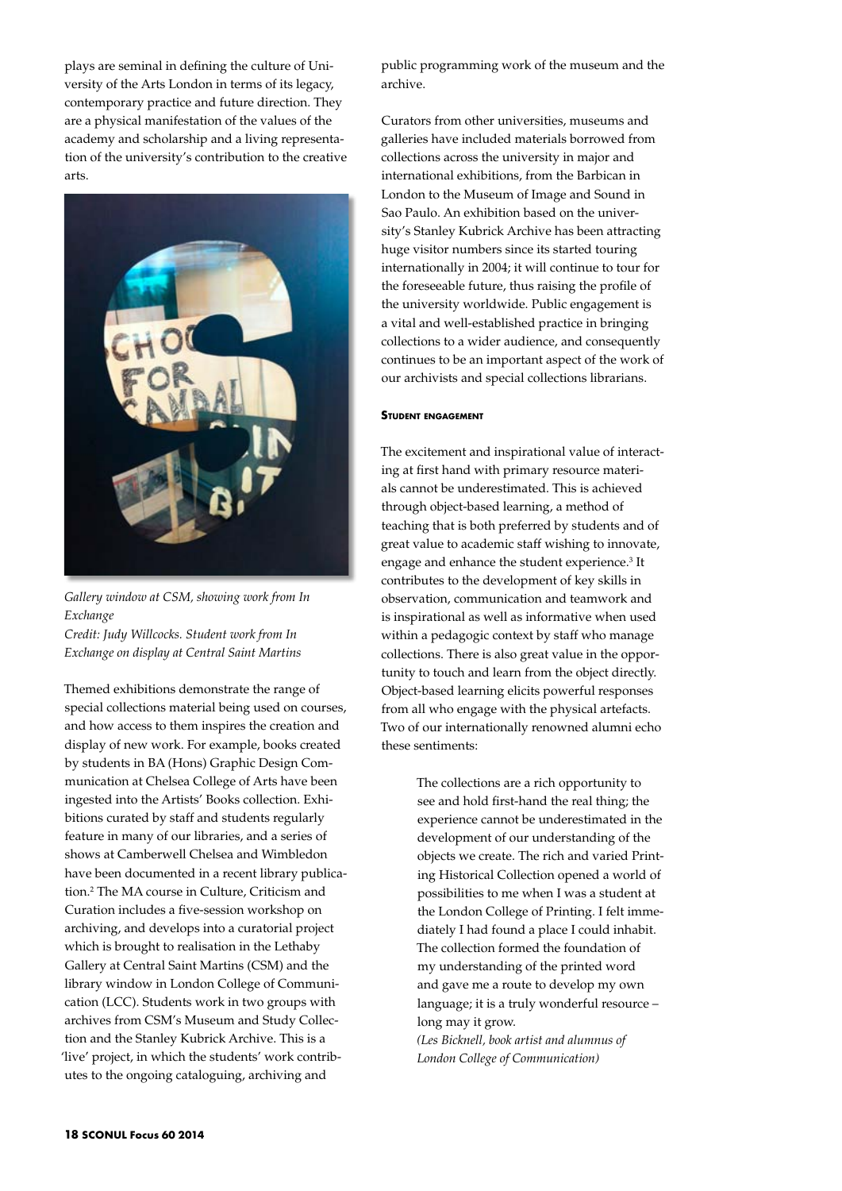plays are seminal in defining the culture of University of the Arts London in terms of its legacy, contemporary practice and future direction. They are a physical manifestation of the values of the academy and scholarship and a living representation of the university's contribution to the creative arts.

*Gallery window at CSM, showing work from In Exchange*
*Credit: Judy Willcocks. Student work from In Exchange on display at Central Saint Martins*

Themed exhibitions demonstrate the range of special collections material being used on courses, and how access to them inspires the creation and display of new work. For example, books created by students in BA (Hons) Graphic Design Communication at Chelsea College of Arts have been ingested into the Artists' Books collection. Exhibitions curated by staff and students regularly feature in many of our libraries, and a series of shows at Camberwell Chelsea and Wimbledon have been documented in a recent library publication.[2] The MA course in Culture, Criticism and Curation includes a five-session workshop on archiving, and develops into a curatorial project which is brought to realisation in the Lethaby Gallery at Central Saint Martins (CSM) and the library window in London College of Communication (LCC). Students work in two groups with archives from CSM's Museum and Study Collection and the Stanley Kubrick Archive. This is a 'live' project, in which the students' work contributes to the ongoing cataloguing, archiving and public programming work of the museum and the archive.

Curators from other universities, museums and galleries have included materials borrowed from collections across the university in major and international exhibitions, from the Barbican in London to the Museum of Image and Sound in Sao Paulo. An exhibition based on the university's Stanley Kubrick Archive has been attracting huge visitor numbers since its started touring internationally in 2004; it will continue to tour for the foreseeable future, thus raising the profile of the university worldwide. Public engagement is a vital and well-established practice in bringing collections to a wider audience, and consequently continues to be an important aspect of the work of our archivists and special collections librarians.

#### Student engagement

The excitement and inspirational value of interacting at first hand with primary resource materials cannot be underestimated. This is achieved through object-based learning, a method of teaching that is both preferred by students and of great value to academic staff wishing to innovate, engage and enhance the student experience.[3] It contributes to the development of key skills in observation, communication and teamwork and is inspirational as well as informative when used within a pedagogic context by staff who manage collections. There is also great value in the opportunity to touch and learn from the object directly. Object-based learning elicits powerful responses from all who engage with the physical artefacts. Two of our internationally renowned alumni echo these sentiments:

> The collections are a rich opportunity to see and hold first-hand the real thing; the experience cannot be underestimated in the development of our understanding of the objects we create. The rich and varied Printing Historical Collection opened a world of possibilities to me when I was a student at the London College of Printing. I felt immediately I had found a place I could inhabit. The collection formed the foundation of my understanding of the printed word and gave me a route to develop my own language; it is a truly wonderful resource – long may it grow.
> *(Les Bicknell, book artist and alumnus of London College of Communication)*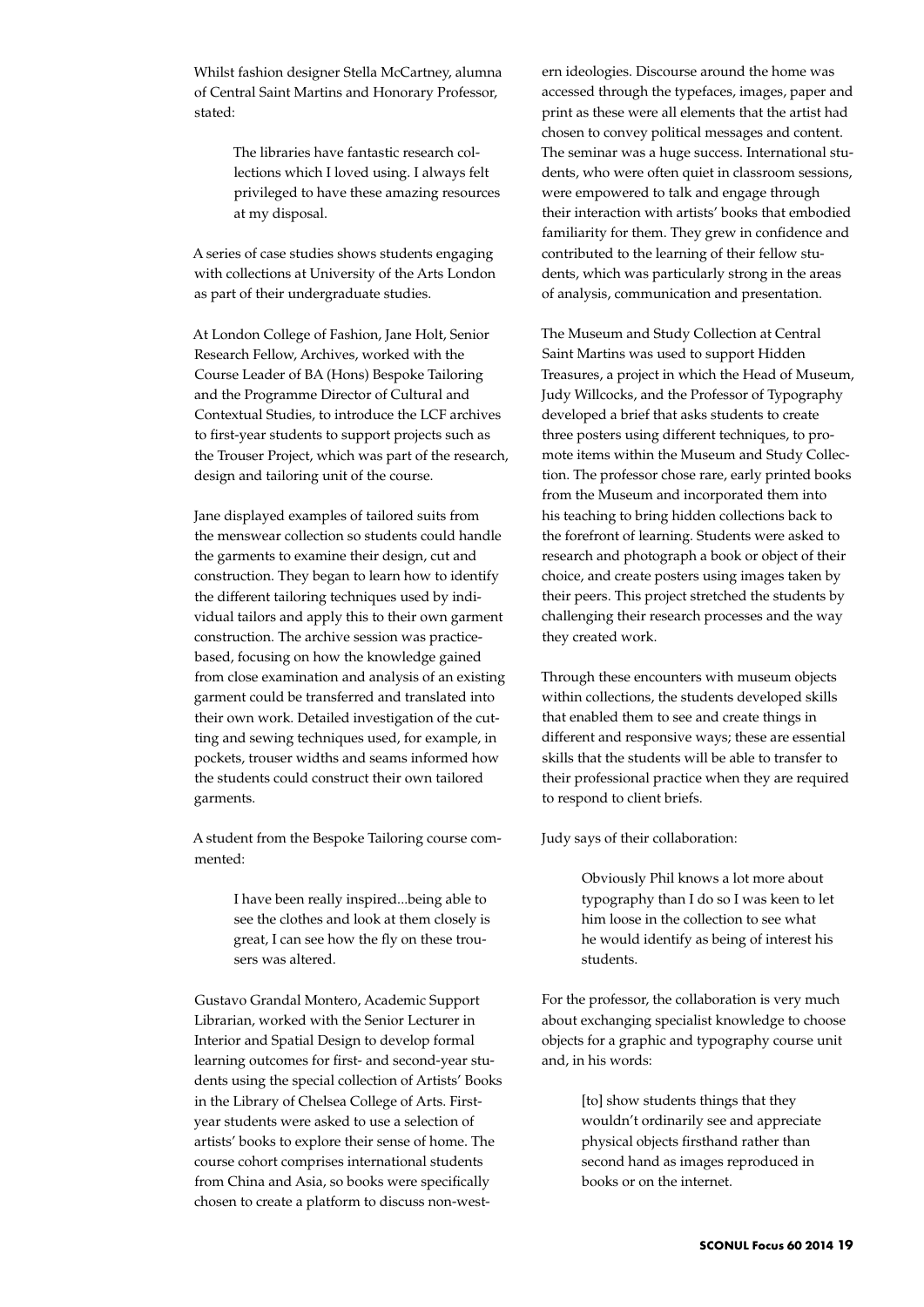Whilst fashion designer Stella McCartney, alumna of Central Saint Martins and Honorary Professor, stated:

> The libraries have fantastic research collections which I loved using. I always felt privileged to have these amazing resources at my disposal.

A series of case studies shows students engaging with collections at University of the Arts London as part of their undergraduate studies.

At London College of Fashion, Jane Holt, Senior Research Fellow, Archives, worked with the Course Leader of BA (Hons) Bespoke Tailoring and the Programme Director of Cultural and Contextual Studies, to introduce the LCF archives to first-year students to support projects such as the Trouser Project, which was part of the research, design and tailoring unit of the course.

Jane displayed examples of tailored suits from the menswear collection so students could handle the garments to examine their design, cut and construction. They began to learn how to identify the different tailoring techniques used by individual tailors and apply this to their own garment construction. The archive session was practice-based, focusing on how the knowledge gained from close examination and analysis of an existing garment could be transferred and translated into their own work. Detailed investigation of the cutting and sewing techniques used, for example, in pockets, trouser widths and seams informed how the students could construct their own tailored garments.

A student from the Bespoke Tailoring course commented:

> I have been really inspired...being able to see the clothes and look at them closely is great, I can see how the fly on these trousers was altered.

Gustavo Grandal Montero, Academic Support Librarian, worked with the Senior Lecturer in Interior and Spatial Design to develop formal learning outcomes for first- and second-year students using the special collection of Artists' Books in the Library of Chelsea College of Arts. First-year students were asked to use a selection of artists' books to explore their sense of home. The course cohort comprises international students from China and Asia, so books were specifically chosen to create a platform to discuss non-western ideologies. Discourse around the home was accessed through the typefaces, images, paper and print as these were all elements that the artist had chosen to convey political messages and content. The seminar was a huge success. International students, who were often quiet in classroom sessions, were empowered to talk and engage through their interaction with artists' books that embodied familiarity for them. They grew in confidence and contributed to the learning of their fellow students, which was particularly strong in the areas of analysis, communication and presentation.

The Museum and Study Collection at Central Saint Martins was used to support Hidden Treasures, a project in which the Head of Museum, Judy Willcocks, and the Professor of Typography developed a brief that asks students to create three posters using different techniques, to promote items within the Museum and Study Collection. The professor chose rare, early printed books from the Museum and incorporated them into his teaching to bring hidden collections back to the forefront of learning. Students were asked to research and photograph a book or object of their choice, and create posters using images taken by their peers. This project stretched the students by challenging their research processes and the way they created work.

Through these encounters with museum objects within collections, the students developed skills that enabled them to see and create things in different and responsive ways; these are essential skills that the students will be able to transfer to their professional practice when they are required to respond to client briefs.

Judy says of their collaboration:

> Obviously Phil knows a lot more about typography than I do so I was keen to let him loose in the collection to see what he would identify as being of interest his students.

For the professor, the collaboration is very much about exchanging specialist knowledge to choose objects for a graphic and typography course unit and, in his words:

> [to] show students things that they wouldn't ordinarily see and appreciate physical objects firsthand rather than second hand as images reproduced in books or on the internet.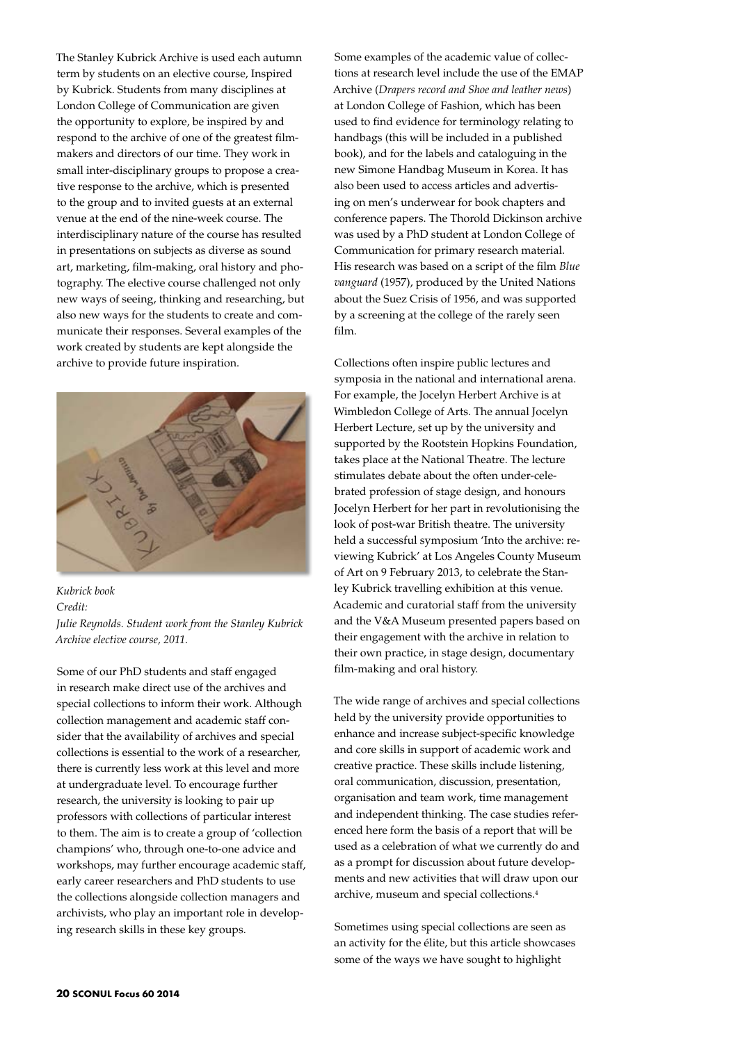The Stanley Kubrick Archive is used each autumn term by students on an elective course, Inspired by Kubrick. Students from many disciplines at London College of Communication are given the opportunity to explore, be inspired by and respond to the archive of one of the greatest film-makers and directors of our time. They work in small inter-disciplinary groups to propose a creative response to the archive, which is presented to the group and to invited guests at an external venue at the end of the nine-week course. The interdisciplinary nature of the course has resulted in presentations on subjects as diverse as sound art, marketing, film-making, oral history and photography. The elective course challenged not only new ways of seeing, thinking and researching, but also new ways for the students to create and communicate their responses. Several examples of the work created by students are kept alongside the archive to provide future inspiration.

*Kubrick book*
*Credit:*
*Julie Reynolds. Student work from the Stanley Kubrick Archive elective course, 2011.*

Some of our PhD students and staff engaged in research make direct use of the archives and special collections to inform their work. Although collection management and academic staff consider that the availability of archives and special collections is essential to the work of a researcher, there is currently less work at this level and more at undergraduate level. To encourage further research, the university is looking to pair up professors with collections of particular interest to them. The aim is to create a group of 'collection champions' who, through one-to-one advice and workshops, may further encourage academic staff, early career researchers and PhD students to use the collections alongside collection managers and archivists, who play an important role in developing research skills in these key groups.

Some examples of the academic value of collections at research level include the use of the EMAP Archive (*Drapers record and Shoe and leather news*) at London College of Fashion, which has been used to find evidence for terminology relating to handbags (this will be included in a published book), and for the labels and cataloguing in the new Simone Handbag Museum in Korea. It has also been used to access articles and advertising on men's underwear for book chapters and conference papers. The Thorold Dickinson archive was used by a PhD student at London College of Communication for primary research material. His research was based on a script of the film *Blue vanguard* (1957), produced by the United Nations about the Suez Crisis of 1956, and was supported by a screening at the college of the rarely seen film.

Collections often inspire public lectures and symposia in the national and international arena. For example, the Jocelyn Herbert Archive is at Wimbledon College of Arts. The annual Jocelyn Herbert Lecture, set up by the university and supported by the Rootstein Hopkins Foundation, takes place at the National Theatre. The lecture stimulates debate about the often under-celebrated profession of stage design, and honours Jocelyn Herbert for her part in revolutionising the look of post-war British theatre. The university held a successful symposium 'Into the archive: re-viewing Kubrick' at Los Angeles County Museum of Art on 9 February 2013, to celebrate the Stanley Kubrick travelling exhibition at this venue. Academic and curatorial staff from the university and the V&A Museum presented papers based on their engagement with the archive in relation to their own practice, in stage design, documentary film-making and oral history.

The wide range of archives and special collections held by the university provide opportunities to enhance and increase subject-specific knowledge and core skills in support of academic work and creative practice. These skills include listening, oral communication, discussion, presentation, organisation and team work, time management and independent thinking. The case studies referenced here form the basis of a report that will be used as a celebration of what we currently do and as a prompt for discussion about future developments and new activities that will draw upon our archive, museum and special collections.[4]

Sometimes using special collections are seen as an activity for the élite, but this article showcases some of the ways we have sought to highlight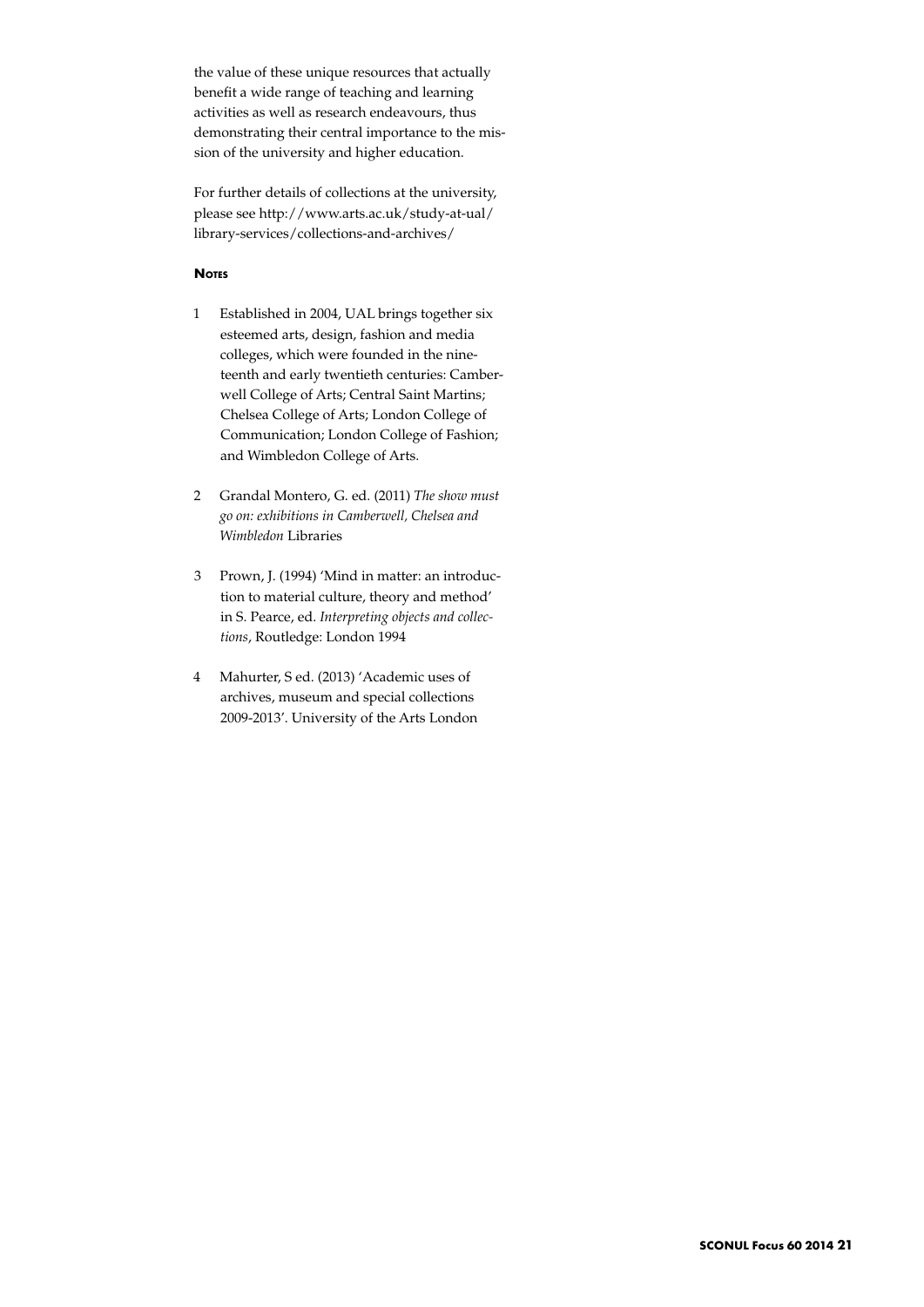the value of these unique resources that actually benefit a wide range of teaching and learning activities as well as research endeavours, thus demonstrating their central importance to the mission of the university and higher education.

For further details of collections at the university, please see http://www.arts.ac.uk/study-at-ual/library-services/collections-and-archives/

**Notes**

1 Established in 2004, UAL brings together six esteemed arts, design, fashion and media colleges, which were founded in the nineteenth and early twentieth centuries: Camberwell College of Arts; Central Saint Martins; Chelsea College of Arts; London College of Communication; London College of Fashion; and Wimbledon College of Arts.

2 Grandal Montero, G. ed. (2011) *The show must go on: exhibitions in Camberwell, Chelsea and Wimbledon* Libraries

3 Prown, J. (1994) 'Mind in matter: an introduction to material culture, theory and method' in S. Pearce, ed. *Interpreting objects and collections*, Routledge: London 1994

4 Mahurter, S ed. (2013) 'Academic uses of archives, museum and special collections 2009-2013'. University of the Arts London